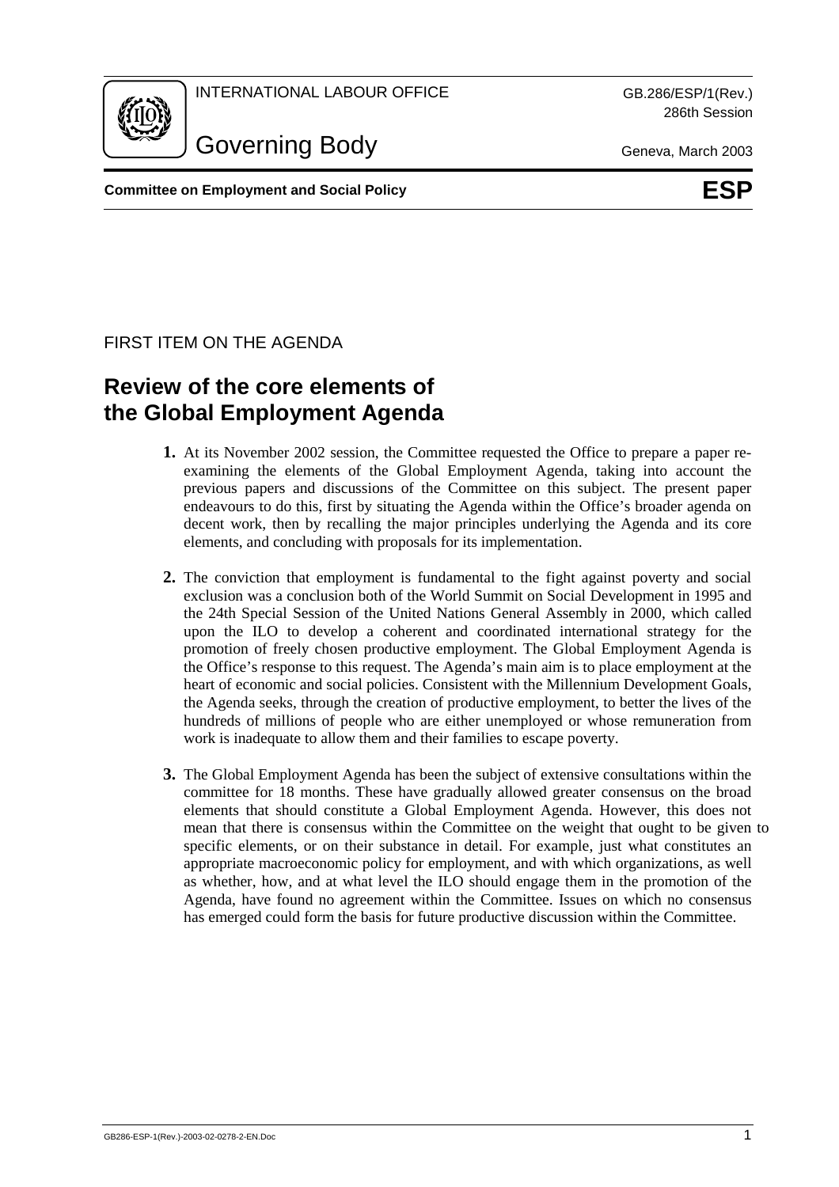INTERNATIONAL LABOUR OFFICE

GB.286/ESP/1(Rev.)
286th Session

# Governing Body

Geneva, March 2003

**Committee on Employment and Social Policy** **ESP**

FIRST ITEM ON THE AGENDA

# Review of the core elements of the Global Employment Agenda

**1.** At its November 2002 session, the Committee requested the Office to prepare a paper re-examining the elements of the Global Employment Agenda, taking into account the previous papers and discussions of the Committee on this subject. The present paper endeavours to do this, first by situating the Agenda within the Office's broader agenda on decent work, then by recalling the major principles underlying the Agenda and its core elements, and concluding with proposals for its implementation.

**2.** The conviction that employment is fundamental to the fight against poverty and social exclusion was a conclusion both of the World Summit on Social Development in 1995 and the 24th Special Session of the United Nations General Assembly in 2000, which called upon the ILO to develop a coherent and coordinated international strategy for the promotion of freely chosen productive employment. The Global Employment Agenda is the Office's response to this request. The Agenda's main aim is to place employment at the heart of economic and social policies. Consistent with the Millennium Development Goals, the Agenda seeks, through the creation of productive employment, to better the lives of the hundreds of millions of people who are either unemployed or whose remuneration from work is inadequate to allow them and their families to escape poverty.

**3.** The Global Employment Agenda has been the subject of extensive consultations within the committee for 18 months. These have gradually allowed greater consensus on the broad elements that should constitute a Global Employment Agenda. However, this does not mean that there is consensus within the Committee on the weight that ought to be given to specific elements, or on their substance in detail. For example, just what constitutes an appropriate macroeconomic policy for employment, and with which organizations, as well as whether, how, and at what level the ILO should engage them in the promotion of the Agenda, have found no agreement within the Committee. Issues on which no consensus has emerged could form the basis for future productive discussion within the Committee.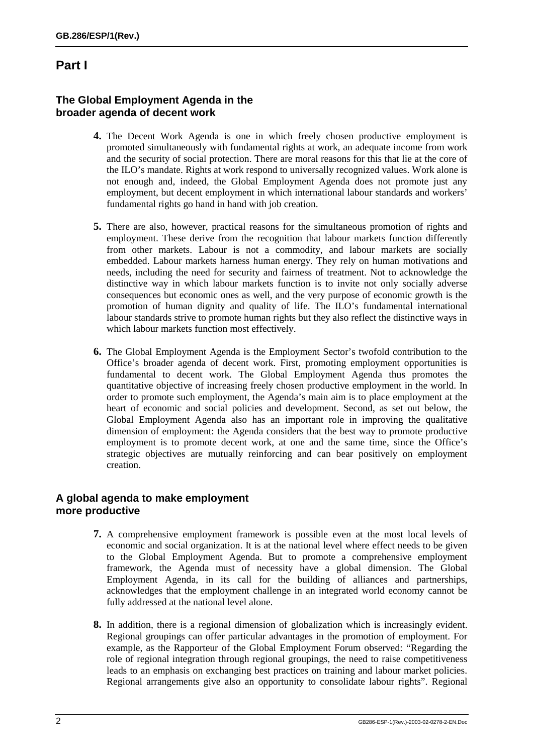# Part I

## The Global Employment Agenda in the broader agenda of decent work

**4.** The Decent Work Agenda is one in which freely chosen productive employment is promoted simultaneously with fundamental rights at work, an adequate income from work and the security of social protection. There are moral reasons for this that lie at the core of the ILO's mandate. Rights at work respond to universally recognized values. Work alone is not enough and, indeed, the Global Employment Agenda does not promote just any employment, but decent employment in which international labour standards and workers' fundamental rights go hand in hand with job creation.

**5.** There are also, however, practical reasons for the simultaneous promotion of rights and employment. These derive from the recognition that labour markets function differently from other markets. Labour is not a commodity, and labour markets are socially embedded. Labour markets harness human energy. They rely on human motivations and needs, including the need for security and fairness of treatment. Not to acknowledge the distinctive way in which labour markets function is to invite not only socially adverse consequences but economic ones as well, and the very purpose of economic growth is the promotion of human dignity and quality of life. The ILO's fundamental international labour standards strive to promote human rights but they also reflect the distinctive ways in which labour markets function most effectively.

**6.** The Global Employment Agenda is the Employment Sector's twofold contribution to the Office's broader agenda of decent work. First, promoting employment opportunities is fundamental to decent work. The Global Employment Agenda thus promotes the quantitative objective of increasing freely chosen productive employment in the world. In order to promote such employment, the Agenda's main aim is to place employment at the heart of economic and social policies and development. Second, as set out below, the Global Employment Agenda also has an important role in improving the qualitative dimension of employment: the Agenda considers that the best way to promote productive employment is to promote decent work, at one and the same time, since the Office's strategic objectives are mutually reinforcing and can bear positively on employment creation.

## A global agenda to make employment more productive

**7.** A comprehensive employment framework is possible even at the most local levels of economic and social organization. It is at the national level where effect needs to be given to the Global Employment Agenda. But to promote a comprehensive employment framework, the Agenda must of necessity have a global dimension. The Global Employment Agenda, in its call for the building of alliances and partnerships, acknowledges that the employment challenge in an integrated world economy cannot be fully addressed at the national level alone.

**8.** In addition, there is a regional dimension of globalization which is increasingly evident. Regional groupings can offer particular advantages in the promotion of employment. For example, as the Rapporteur of the Global Employment Forum observed: "Regarding the role of regional integration through regional groupings, the need to raise competitiveness leads to an emphasis on exchanging best practices on training and labour market policies. Regional arrangements give also an opportunity to consolidate labour rights". Regional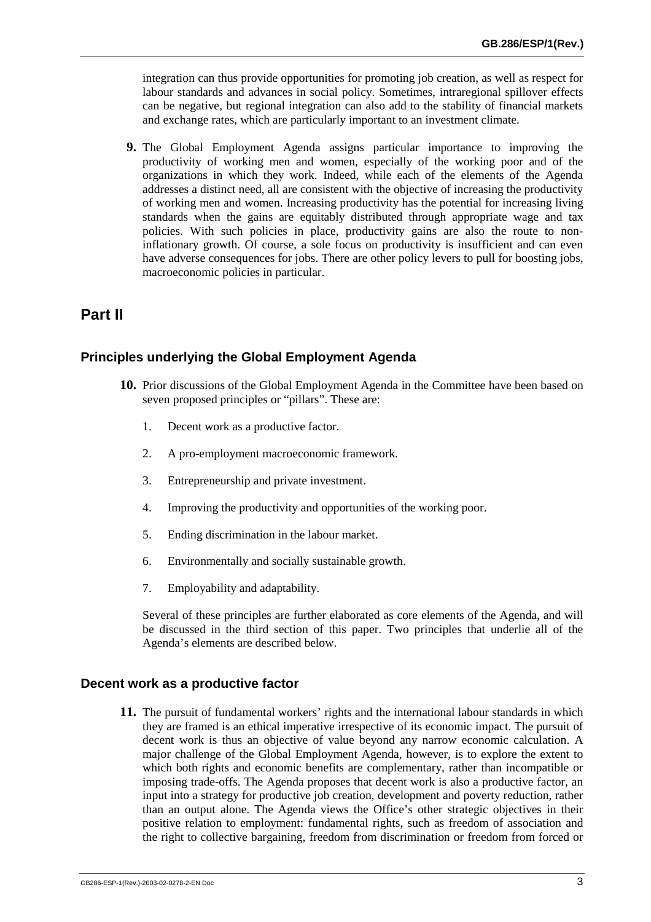integration can thus provide opportunities for promoting job creation, as well as respect for labour standards and advances in social policy. Sometimes, intraregional spillover effects can be negative, but regional integration can also add to the stability of financial markets and exchange rates, which are particularly important to an investment climate.

**9.** The Global Employment Agenda assigns particular importance to improving the productivity of working men and women, especially of the working poor and of the organizations in which they work. Indeed, while each of the elements of the Agenda addresses a distinct need, all are consistent with the objective of increasing the productivity of working men and women. Increasing productivity has the potential for increasing living standards when the gains are equitably distributed through appropriate wage and tax policies. With such policies in place, productivity gains are also the route to non-inflationary growth. Of course, a sole focus on productivity is insufficient and can even have adverse consequences for jobs. There are other policy levers to pull for boosting jobs, macroeconomic policies in particular.

# Part II

## Principles underlying the Global Employment Agenda

**10.** Prior discussions of the Global Employment Agenda in the Committee have been based on seven proposed principles or "pillars". These are:

1. Decent work as a productive factor.
2. A pro-employment macroeconomic framework.
3. Entrepreneurship and private investment.
4. Improving the productivity and opportunities of the working poor.
5. Ending discrimination in the labour market.
6. Environmentally and socially sustainable growth.
7. Employability and adaptability.

Several of these principles are further elaborated as core elements of the Agenda, and will be discussed in the third section of this paper. Two principles that underlie all of the Agenda's elements are described below.

## Decent work as a productive factor

**11.** The pursuit of fundamental workers' rights and the international labour standards in which they are framed is an ethical imperative irrespective of its economic impact. The pursuit of decent work is thus an objective of value beyond any narrow economic calculation. A major challenge of the Global Employment Agenda, however, is to explore the extent to which both rights and economic benefits are complementary, rather than incompatible or imposing trade-offs. The Agenda proposes that decent work is also a productive factor, an input into a strategy for productive job creation, development and poverty reduction, rather than an output alone. The Agenda views the Office's other strategic objectives in their positive relation to employment: fundamental rights, such as freedom of association and the right to collective bargaining, freedom from discrimination or freedom from forced or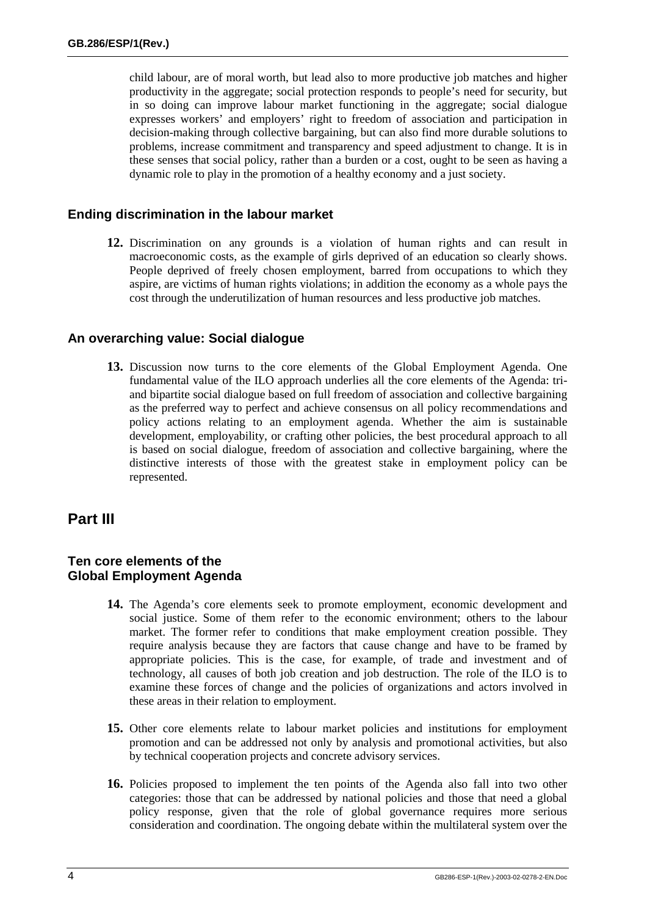child labour, are of moral worth, but lead also to more productive job matches and higher productivity in the aggregate; social protection responds to people's need for security, but in so doing can improve labour market functioning in the aggregate; social dialogue expresses workers' and employers' right to freedom of association and participation in decision-making through collective bargaining, but can also find more durable solutions to problems, increase commitment and transparency and speed adjustment to change. It is in these senses that social policy, rather than a burden or a cost, ought to be seen as having a dynamic role to play in the promotion of a healthy economy and a just society.

### Ending discrimination in the labour market

**12.** Discrimination on any grounds is a violation of human rights and can result in macroeconomic costs, as the example of girls deprived of an education so clearly shows. People deprived of freely chosen employment, barred from occupations to which they aspire, are victims of human rights violations; in addition the economy as a whole pays the cost through the underutilization of human resources and less productive job matches.

### An overarching value: Social dialogue

**13.** Discussion now turns to the core elements of the Global Employment Agenda. One fundamental value of the ILO approach underlies all the core elements of the Agenda: tri- and bipartite social dialogue based on full freedom of association and collective bargaining as the preferred way to perfect and achieve consensus on all policy recommendations and policy actions relating to an employment agenda. Whether the aim is sustainable development, employability, or crafting other policies, the best procedural approach to all is based on social dialogue, freedom of association and collective bargaining, where the distinctive interests of those with the greatest stake in employment policy can be represented.

## Part III

### Ten core elements of the Global Employment Agenda

**14.** The Agenda's core elements seek to promote employment, economic development and social justice. Some of them refer to the economic environment; others to the labour market. The former refer to conditions that make employment creation possible. They require analysis because they are factors that cause change and have to be framed by appropriate policies. This is the case, for example, of trade and investment and of technology, all causes of both job creation and job destruction. The role of the ILO is to examine these forces of change and the policies of organizations and actors involved in these areas in their relation to employment.

**15.** Other core elements relate to labour market policies and institutions for employment promotion and can be addressed not only by analysis and promotional activities, but also by technical cooperation projects and concrete advisory services.

**16.** Policies proposed to implement the ten points of the Agenda also fall into two other categories: those that can be addressed by national policies and those that need a global policy response, given that the role of global governance requires more serious consideration and coordination. The ongoing debate within the multilateral system over the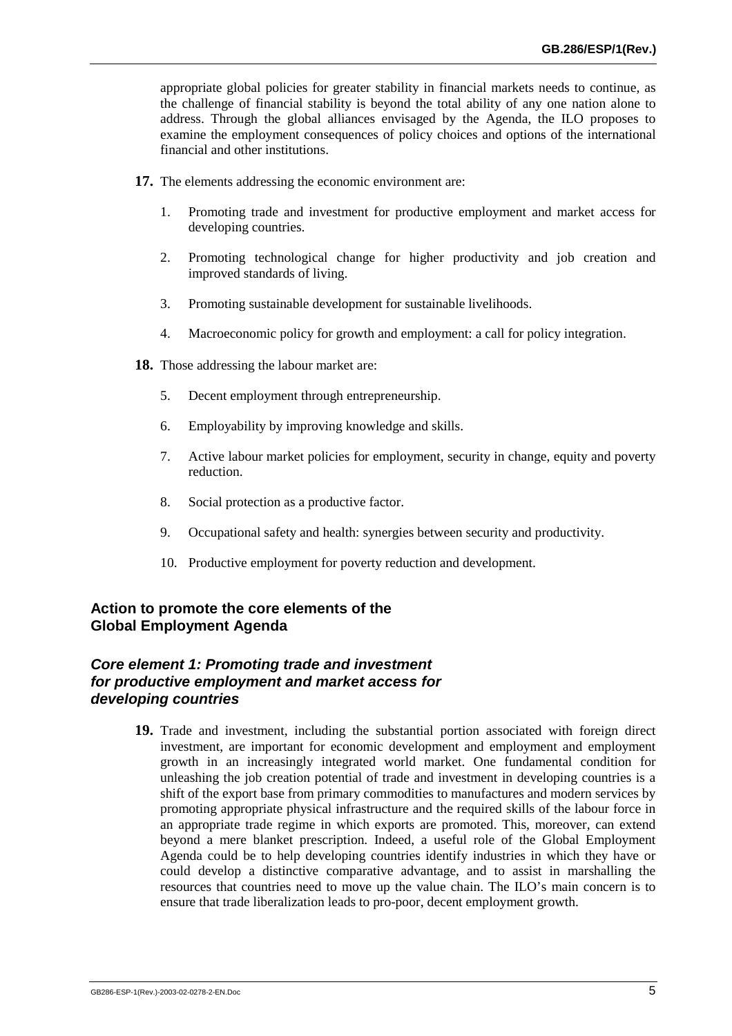appropriate global policies for greater stability in financial markets needs to continue, as the challenge of financial stability is beyond the total ability of any one nation alone to address. Through the global alliances envisaged by the Agenda, the ILO proposes to examine the employment consequences of policy choices and options of the international financial and other institutions.

**17.** The elements addressing the economic environment are:

1. Promoting trade and investment for productive employment and market access for developing countries.
2. Promoting technological change for higher productivity and job creation and improved standards of living.
3. Promoting sustainable development for sustainable livelihoods.
4. Macroeconomic policy for growth and employment: a call for policy integration.

**18.** Those addressing the labour market are:

5. Decent employment through entrepreneurship.
6. Employability by improving knowledge and skills.
7. Active labour market policies for employment, security in change, equity and poverty reduction.
8. Social protection as a productive factor.
9. Occupational safety and health: synergies between security and productivity.
10. Productive employment for poverty reduction and development.

## Action to promote the core elements of the Global Employment Agenda

### *Core element 1: Promoting trade and investment for productive employment and market access for developing countries*

**19.** Trade and investment, including the substantial portion associated with foreign direct investment, are important for economic development and employment and employment growth in an increasingly integrated world market. One fundamental condition for unleashing the job creation potential of trade and investment in developing countries is a shift of the export base from primary commodities to manufactures and modern services by promoting appropriate physical infrastructure and the required skills of the labour force in an appropriate trade regime in which exports are promoted. This, moreover, can extend beyond a mere blanket prescription. Indeed, a useful role of the Global Employment Agenda could be to help developing countries identify industries in which they have or could develop a distinctive comparative advantage, and to assist in marshalling the resources that countries need to move up the value chain. The ILO's main concern is to ensure that trade liberalization leads to pro-poor, decent employment growth.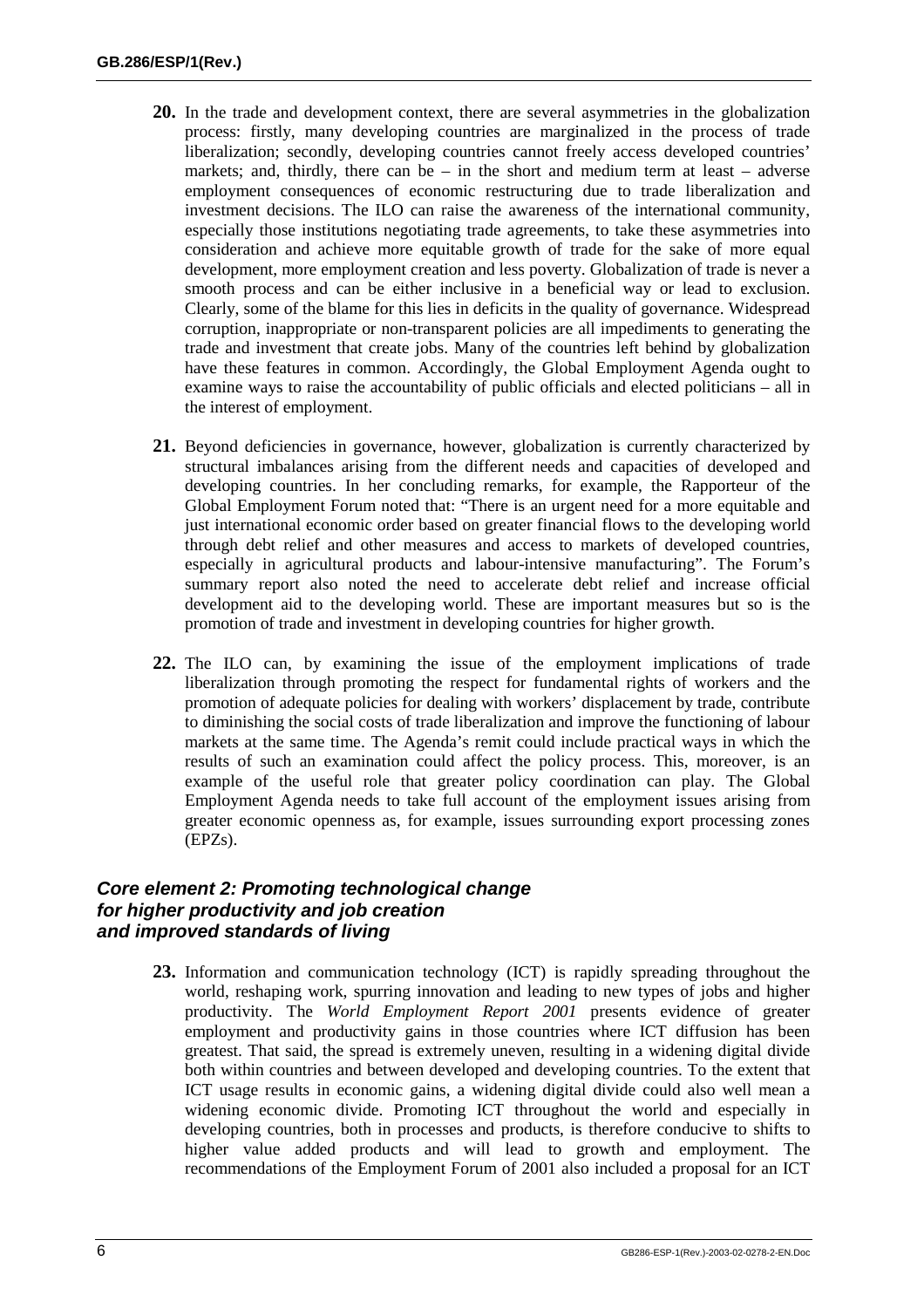**20.** In the trade and development context, there are several asymmetries in the globalization process: firstly, many developing countries are marginalized in the process of trade liberalization; secondly, developing countries cannot freely access developed countries' markets; and, thirdly, there can be – in the short and medium term at least – adverse employment consequences of economic restructuring due to trade liberalization and investment decisions. The ILO can raise the awareness of the international community, especially those institutions negotiating trade agreements, to take these asymmetries into consideration and achieve more equitable growth of trade for the sake of more equal development, more employment creation and less poverty. Globalization of trade is never a smooth process and can be either inclusive in a beneficial way or lead to exclusion. Clearly, some of the blame for this lies in deficits in the quality of governance. Widespread corruption, inappropriate or non-transparent policies are all impediments to generating the trade and investment that create jobs. Many of the countries left behind by globalization have these features in common. Accordingly, the Global Employment Agenda ought to examine ways to raise the accountability of public officials and elected politicians – all in the interest of employment.

**21.** Beyond deficiencies in governance, however, globalization is currently characterized by structural imbalances arising from the different needs and capacities of developed and developing countries. In her concluding remarks, for example, the Rapporteur of the Global Employment Forum noted that: "There is an urgent need for a more equitable and just international economic order based on greater financial flows to the developing world through debt relief and other measures and access to markets of developed countries, especially in agricultural products and labour-intensive manufacturing". The Forum's summary report also noted the need to accelerate debt relief and increase official development aid to the developing world. These are important measures but so is the promotion of trade and investment in developing countries for higher growth.

**22.** The ILO can, by examining the issue of the employment implications of trade liberalization through promoting the respect for fundamental rights of workers and the promotion of adequate policies for dealing with workers' displacement by trade, contribute to diminishing the social costs of trade liberalization and improve the functioning of labour markets at the same time. The Agenda's remit could include practical ways in which the results of such an examination could affect the policy process. This, moreover, is an example of the useful role that greater policy coordination can play. The Global Employment Agenda needs to take full account of the employment issues arising from greater economic openness as, for example, issues surrounding export processing zones (EPZs).

### *Core element 2: Promoting technological change for higher productivity and job creation and improved standards of living*

**23.** Information and communication technology (ICT) is rapidly spreading throughout the world, reshaping work, spurring innovation and leading to new types of jobs and higher productivity. The *World Employment Report 2001* presents evidence of greater employment and productivity gains in those countries where ICT diffusion has been greatest. That said, the spread is extremely uneven, resulting in a widening digital divide both within countries and between developed and developing countries. To the extent that ICT usage results in economic gains, a widening digital divide could also well mean a widening economic divide. Promoting ICT throughout the world and especially in developing countries, both in processes and products, is therefore conducive to shifts to higher value added products and will lead to growth and employment. The recommendations of the Employment Forum of 2001 also included a proposal for an ICT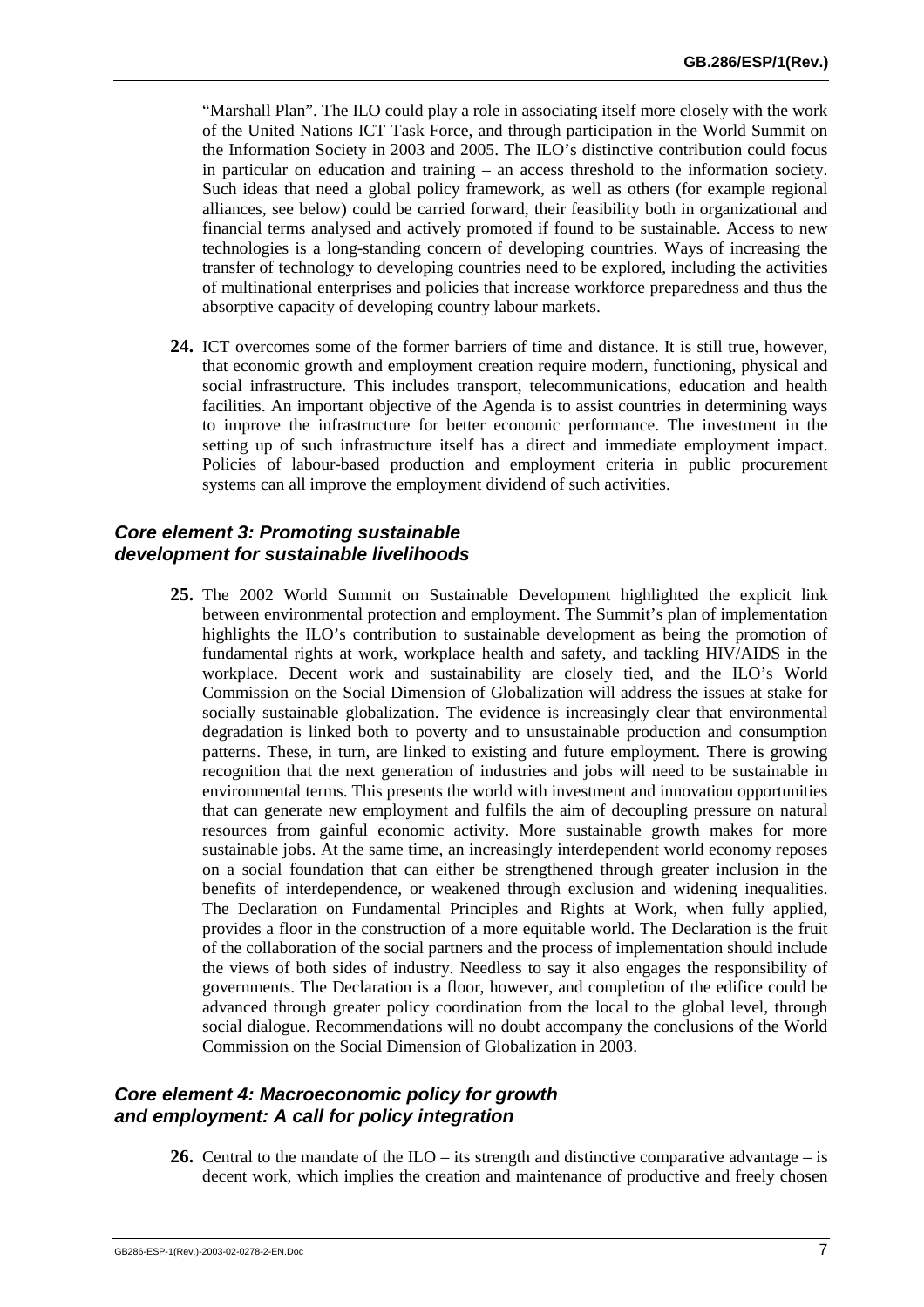"Marshall Plan". The ILO could play a role in associating itself more closely with the work of the United Nations ICT Task Force, and through participation in the World Summit on the Information Society in 2003 and 2005. The ILO's distinctive contribution could focus in particular on education and training – an access threshold to the information society. Such ideas that need a global policy framework, as well as others (for example regional alliances, see below) could be carried forward, their feasibility both in organizational and financial terms analysed and actively promoted if found to be sustainable. Access to new technologies is a long-standing concern of developing countries. Ways of increasing the transfer of technology to developing countries need to be explored, including the activities of multinational enterprises and policies that increase workforce preparedness and thus the absorptive capacity of developing country labour markets.

**24.** ICT overcomes some of the former barriers of time and distance. It is still true, however, that economic growth and employment creation require modern, functioning, physical and social infrastructure. This includes transport, telecommunications, education and health facilities. An important objective of the Agenda is to assist countries in determining ways to improve the infrastructure for better economic performance. The investment in the setting up of such infrastructure itself has a direct and immediate employment impact. Policies of labour-based production and employment criteria in public procurement systems can all improve the employment dividend of such activities.

### *Core element 3: Promoting sustainable development for sustainable livelihoods*

**25.** The 2002 World Summit on Sustainable Development highlighted the explicit link between environmental protection and employment. The Summit's plan of implementation highlights the ILO's contribution to sustainable development as being the promotion of fundamental rights at work, workplace health and safety, and tackling HIV/AIDS in the workplace. Decent work and sustainability are closely tied, and the ILO's World Commission on the Social Dimension of Globalization will address the issues at stake for socially sustainable globalization. The evidence is increasingly clear that environmental degradation is linked both to poverty and to unsustainable production and consumption patterns. These, in turn, are linked to existing and future employment. There is growing recognition that the next generation of industries and jobs will need to be sustainable in environmental terms. This presents the world with investment and innovation opportunities that can generate new employment and fulfils the aim of decoupling pressure on natural resources from gainful economic activity. More sustainable growth makes for more sustainable jobs. At the same time, an increasingly interdependent world economy reposes on a social foundation that can either be strengthened through greater inclusion in the benefits of interdependence, or weakened through exclusion and widening inequalities. The Declaration on Fundamental Principles and Rights at Work, when fully applied, provides a floor in the construction of a more equitable world. The Declaration is the fruit of the collaboration of the social partners and the process of implementation should include the views of both sides of industry. Needless to say it also engages the responsibility of governments. The Declaration is a floor, however, and completion of the edifice could be advanced through greater policy coordination from the local to the global level, through social dialogue. Recommendations will no doubt accompany the conclusions of the World Commission on the Social Dimension of Globalization in 2003.

### *Core element 4: Macroeconomic policy for growth and employment: A call for policy integration*

**26.** Central to the mandate of the ILO – its strength and distinctive comparative advantage – is decent work, which implies the creation and maintenance of productive and freely chosen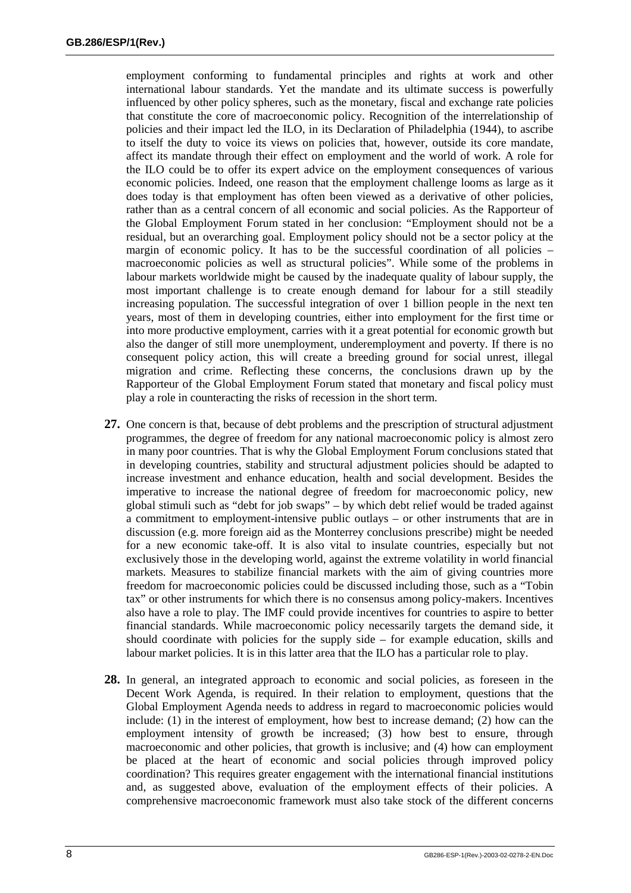employment conforming to fundamental principles and rights at work and other international labour standards. Yet the mandate and its ultimate success is powerfully influenced by other policy spheres, such as the monetary, fiscal and exchange rate policies that constitute the core of macroeconomic policy. Recognition of the interrelationship of policies and their impact led the ILO, in its Declaration of Philadelphia (1944), to ascribe to itself the duty to voice its views on policies that, however, outside its core mandate, affect its mandate through their effect on employment and the world of work. A role for the ILO could be to offer its expert advice on the employment consequences of various economic policies. Indeed, one reason that the employment challenge looms as large as it does today is that employment has often been viewed as a derivative of other policies, rather than as a central concern of all economic and social policies. As the Rapporteur of the Global Employment Forum stated in her conclusion: "Employment should not be a residual, but an overarching goal. Employment policy should not be a sector policy at the margin of economic policy. It has to be the successful coordination of all policies – macroeconomic policies as well as structural policies". While some of the problems in labour markets worldwide might be caused by the inadequate quality of labour supply, the most important challenge is to create enough demand for labour for a still steadily increasing population. The successful integration of over 1 billion people in the next ten years, most of them in developing countries, either into employment for the first time or into more productive employment, carries with it a great potential for economic growth but also the danger of still more unemployment, underemployment and poverty. If there is no consequent policy action, this will create a breeding ground for social unrest, illegal migration and crime. Reflecting these concerns, the conclusions drawn up by the Rapporteur of the Global Employment Forum stated that monetary and fiscal policy must play a role in counteracting the risks of recession in the short term.

**27.** One concern is that, because of debt problems and the prescription of structural adjustment programmes, the degree of freedom for any national macroeconomic policy is almost zero in many poor countries. That is why the Global Employment Forum conclusions stated that in developing countries, stability and structural adjustment policies should be adapted to increase investment and enhance education, health and social development. Besides the imperative to increase the national degree of freedom for macroeconomic policy, new global stimuli such as "debt for job swaps" – by which debt relief would be traded against a commitment to employment-intensive public outlays – or other instruments that are in discussion (e.g. more foreign aid as the Monterrey conclusions prescribe) might be needed for a new economic take-off. It is also vital to insulate countries, especially but not exclusively those in the developing world, against the extreme volatility in world financial markets. Measures to stabilize financial markets with the aim of giving countries more freedom for macroeconomic policies could be discussed including those, such as a "Tobin tax" or other instruments for which there is no consensus among policy-makers. Incentives also have a role to play. The IMF could provide incentives for countries to aspire to better financial standards. While macroeconomic policy necessarily targets the demand side, it should coordinate with policies for the supply side – for example education, skills and labour market policies. It is in this latter area that the ILO has a particular role to play.

**28.** In general, an integrated approach to economic and social policies, as foreseen in the Decent Work Agenda, is required. In their relation to employment, questions that the Global Employment Agenda needs to address in regard to macroeconomic policies would include: (1) in the interest of employment, how best to increase demand; (2) how can the employment intensity of growth be increased; (3) how best to ensure, through macroeconomic and other policies, that growth is inclusive; and (4) how can employment be placed at the heart of economic and social policies through improved policy coordination? This requires greater engagement with the international financial institutions and, as suggested above, evaluation of the employment effects of their policies. A comprehensive macroeconomic framework must also take stock of the different concerns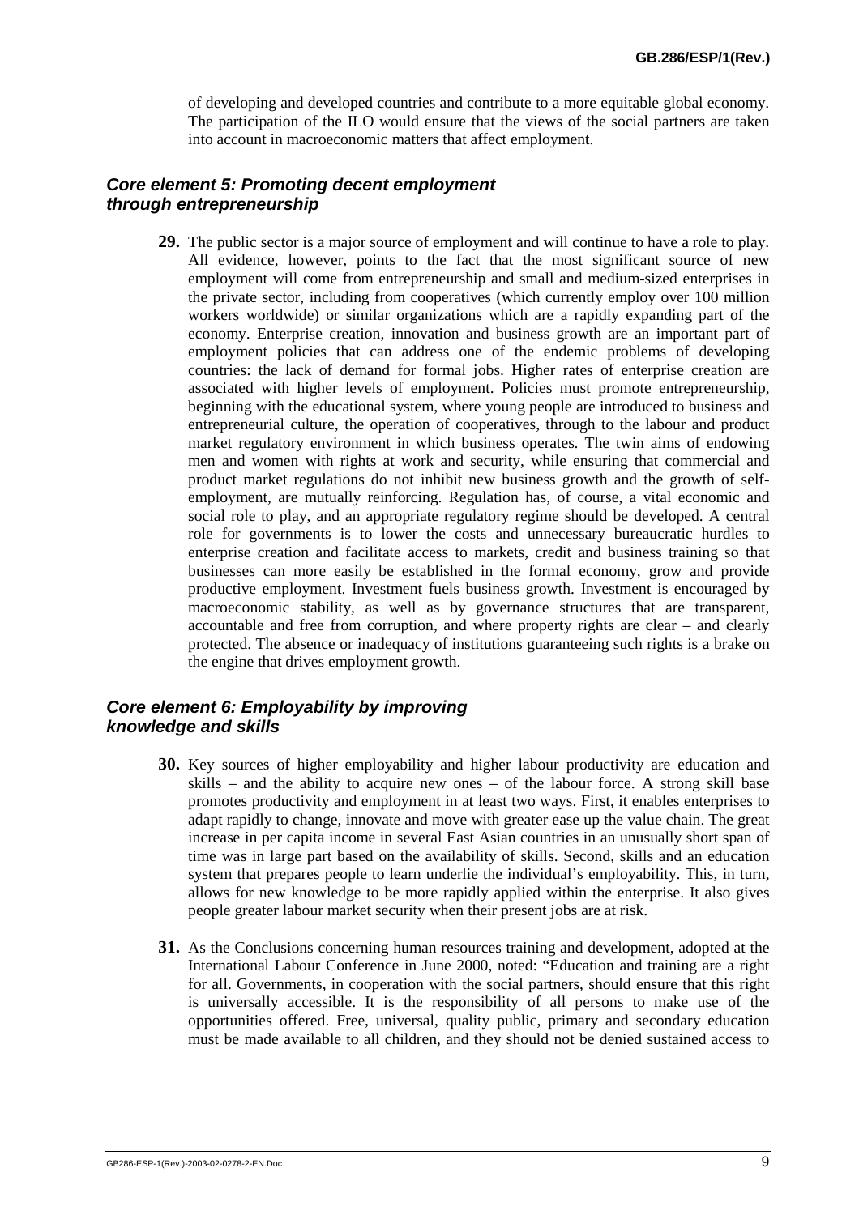of developing and developed countries and contribute to a more equitable global economy. The participation of the ILO would ensure that the views of the social partners are taken into account in macroeconomic matters that affect employment.

### *Core element 5: Promoting decent employment through entrepreneurship*

**29.** The public sector is a major source of employment and will continue to have a role to play. All evidence, however, points to the fact that the most significant source of new employment will come from entrepreneurship and small and medium-sized enterprises in the private sector, including from cooperatives (which currently employ over 100 million workers worldwide) or similar organizations which are a rapidly expanding part of the economy. Enterprise creation, innovation and business growth are an important part of employment policies that can address one of the endemic problems of developing countries: the lack of demand for formal jobs. Higher rates of enterprise creation are associated with higher levels of employment. Policies must promote entrepreneurship, beginning with the educational system, where young people are introduced to business and entrepreneurial culture, the operation of cooperatives, through to the labour and product market regulatory environment in which business operates. The twin aims of endowing men and women with rights at work and security, while ensuring that commercial and product market regulations do not inhibit new business growth and the growth of self-employment, are mutually reinforcing. Regulation has, of course, a vital economic and social role to play, and an appropriate regulatory regime should be developed. A central role for governments is to lower the costs and unnecessary bureaucratic hurdles to enterprise creation and facilitate access to markets, credit and business training so that businesses can more easily be established in the formal economy, grow and provide productive employment. Investment fuels business growth. Investment is encouraged by macroeconomic stability, as well as by governance structures that are transparent, accountable and free from corruption, and where property rights are clear – and clearly protected. The absence or inadequacy of institutions guaranteeing such rights is a brake on the engine that drives employment growth.

### *Core element 6: Employability by improving knowledge and skills*

**30.** Key sources of higher employability and higher labour productivity are education and skills – and the ability to acquire new ones – of the labour force. A strong skill base promotes productivity and employment in at least two ways. First, it enables enterprises to adapt rapidly to change, innovate and move with greater ease up the value chain. The great increase in per capita income in several East Asian countries in an unusually short span of time was in large part based on the availability of skills. Second, skills and an education system that prepares people to learn underlie the individual's employability. This, in turn, allows for new knowledge to be more rapidly applied within the enterprise. It also gives people greater labour market security when their present jobs are at risk.

**31.** As the Conclusions concerning human resources training and development, adopted at the International Labour Conference in June 2000, noted: "Education and training are a right for all. Governments, in cooperation with the social partners, should ensure that this right is universally accessible. It is the responsibility of all persons to make use of the opportunities offered. Free, universal, quality public, primary and secondary education must be made available to all children, and they should not be denied sustained access to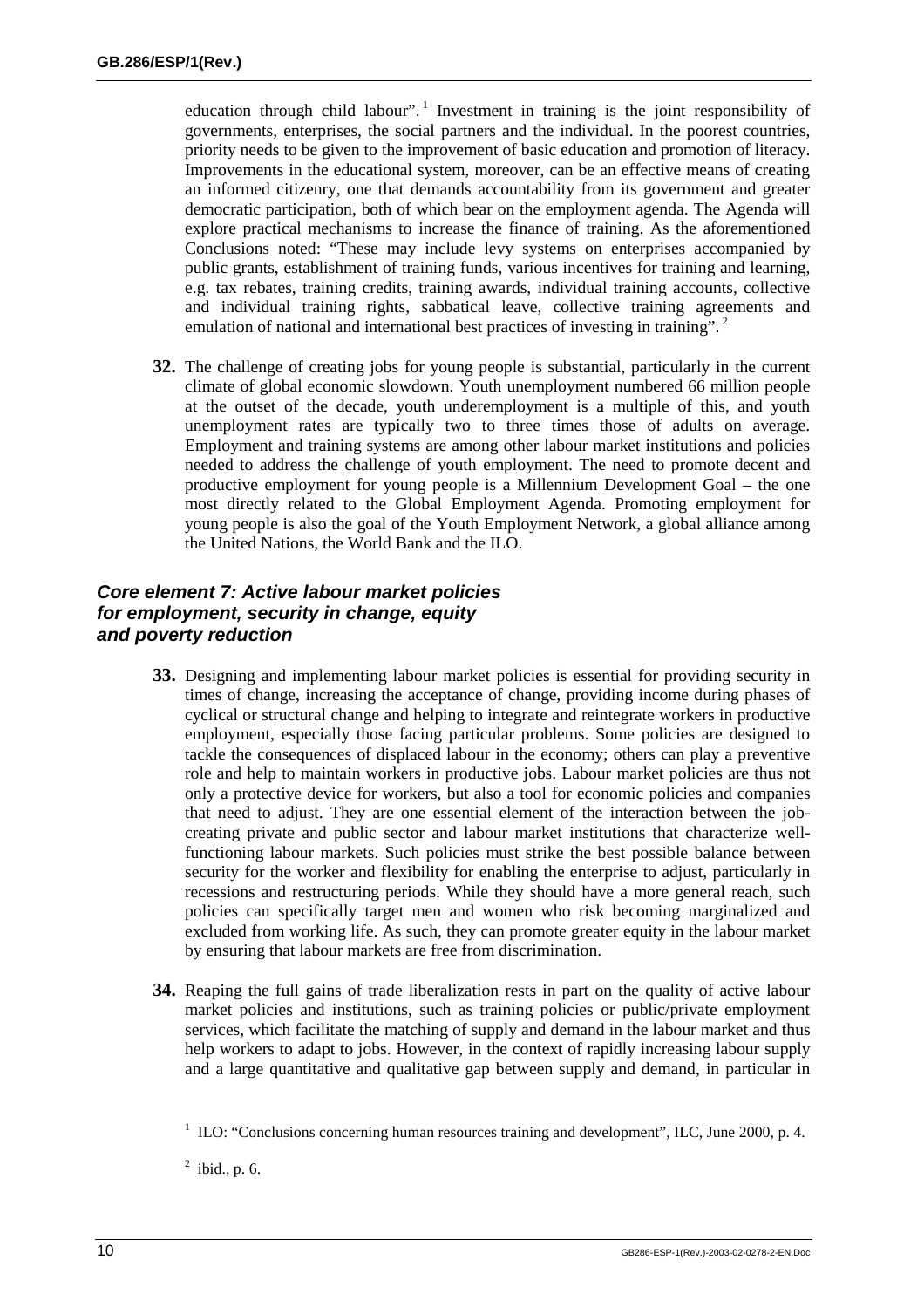education through child labour".[1] Investment in training is the joint responsibility of governments, enterprises, the social partners and the individual. In the poorest countries, priority needs to be given to the improvement of basic education and promotion of literacy. Improvements in the educational system, moreover, can be an effective means of creating an informed citizenry, one that demands accountability from its government and greater democratic participation, both of which bear on the employment agenda. The Agenda will explore practical mechanisms to increase the finance of training. As the aforementioned Conclusions noted: "These may include levy systems on enterprises accompanied by public grants, establishment of training funds, various incentives for training and learning, e.g. tax rebates, training credits, training awards, individual training accounts, collective and individual training rights, sabbatical leave, collective training agreements and emulation of national and international best practices of investing in training".[2]

**32.** The challenge of creating jobs for young people is substantial, particularly in the current climate of global economic slowdown. Youth unemployment numbered 66 million people at the outset of the decade, youth underemployment is a multiple of this, and youth unemployment rates are typically two to three times those of adults on average. Employment and training systems are among other labour market institutions and policies needed to address the challenge of youth employment. The need to promote decent and productive employment for young people is a Millennium Development Goal – the one most directly related to the Global Employment Agenda. Promoting employment for young people is also the goal of the Youth Employment Network, a global alliance among the United Nations, the World Bank and the ILO.

### *Core element 7: Active labour market policies for employment, security in change, equity and poverty reduction*

**33.** Designing and implementing labour market policies is essential for providing security in times of change, increasing the acceptance of change, providing income during phases of cyclical or structural change and helping to integrate and reintegrate workers in productive employment, especially those facing particular problems. Some policies are designed to tackle the consequences of displaced labour in the economy; others can play a preventive role and help to maintain workers in productive jobs. Labour market policies are thus not only a protective device for workers, but also a tool for economic policies and companies that need to adjust. They are one essential element of the interaction between the job-creating private and public sector and labour market institutions that characterize well-functioning labour markets. Such policies must strike the best possible balance between security for the worker and flexibility for enabling the enterprise to adjust, particularly in recessions and restructuring periods. While they should have a more general reach, such policies can specifically target men and women who risk becoming marginalized and excluded from working life. As such, they can promote greater equity in the labour market by ensuring that labour markets are free from discrimination.

**34.** Reaping the full gains of trade liberalization rests in part on the quality of active labour market policies and institutions, such as training policies or public/private employment services, which facilitate the matching of supply and demand in the labour market and thus help workers to adapt to jobs. However, in the context of rapidly increasing labour supply and a large quantitative and qualitative gap between supply and demand, in particular in

[1] ILO: "Conclusions concerning human resources training and development", ILC, June 2000, p. 4.

[2] ibid., p. 6.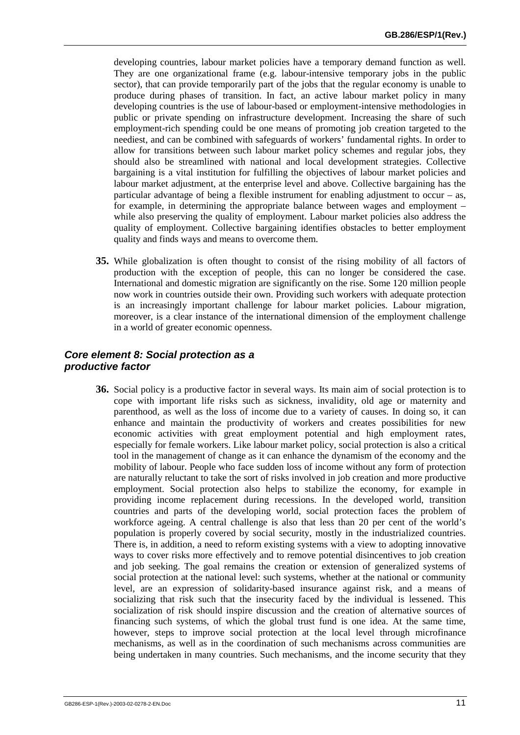developing countries, labour market policies have a temporary demand function as well. They are one organizational frame (e.g. labour-intensive temporary jobs in the public sector), that can provide temporarily part of the jobs that the regular economy is unable to produce during phases of transition. In fact, an active labour market policy in many developing countries is the use of labour-based or employment-intensive methodologies in public or private spending on infrastructure development. Increasing the share of such employment-rich spending could be one means of promoting job creation targeted to the neediest, and can be combined with safeguards of workers' fundamental rights. In order to allow for transitions between such labour market policy schemes and regular jobs, they should also be streamlined with national and local development strategies. Collective bargaining is a vital institution for fulfilling the objectives of labour market policies and labour market adjustment, at the enterprise level and above. Collective bargaining has the particular advantage of being a flexible instrument for enabling adjustment to occur – as, for example, in determining the appropriate balance between wages and employment – while also preserving the quality of employment. Labour market policies also address the quality of employment. Collective bargaining identifies obstacles to better employment quality and finds ways and means to overcome them.

**35.** While globalization is often thought to consist of the rising mobility of all factors of production with the exception of people, this can no longer be considered the case. International and domestic migration are significantly on the rise. Some 120 million people now work in countries outside their own. Providing such workers with adequate protection is an increasingly important challenge for labour market policies. Labour migration, moreover, is a clear instance of the international dimension of the employment challenge in a world of greater economic openness.

### *Core element 8: Social protection as a productive factor*

**36.** Social policy is a productive factor in several ways. Its main aim of social protection is to cope with important life risks such as sickness, invalidity, old age or maternity and parenthood, as well as the loss of income due to a variety of causes. In doing so, it can enhance and maintain the productivity of workers and creates possibilities for new economic activities with great employment potential and high employment rates, especially for female workers. Like labour market policy, social protection is also a critical tool in the management of change as it can enhance the dynamism of the economy and the mobility of labour. People who face sudden loss of income without any form of protection are naturally reluctant to take the sort of risks involved in job creation and more productive employment. Social protection also helps to stabilize the economy, for example in providing income replacement during recessions. In the developed world, transition countries and parts of the developing world, social protection faces the problem of workforce ageing. A central challenge is also that less than 20 per cent of the world's population is properly covered by social security, mostly in the industrialized countries. There is, in addition, a need to reform existing systems with a view to adopting innovative ways to cover risks more effectively and to remove potential disincentives to job creation and job seeking. The goal remains the creation or extension of generalized systems of social protection at the national level: such systems, whether at the national or community level, are an expression of solidarity-based insurance against risk, and a means of socializing that risk such that the insecurity faced by the individual is lessened. This socialization of risk should inspire discussion and the creation of alternative sources of financing such systems, of which the global trust fund is one idea. At the same time, however, steps to improve social protection at the local level through microfinance mechanisms, as well as in the coordination of such mechanisms across communities are being undertaken in many countries. Such mechanisms, and the income security that they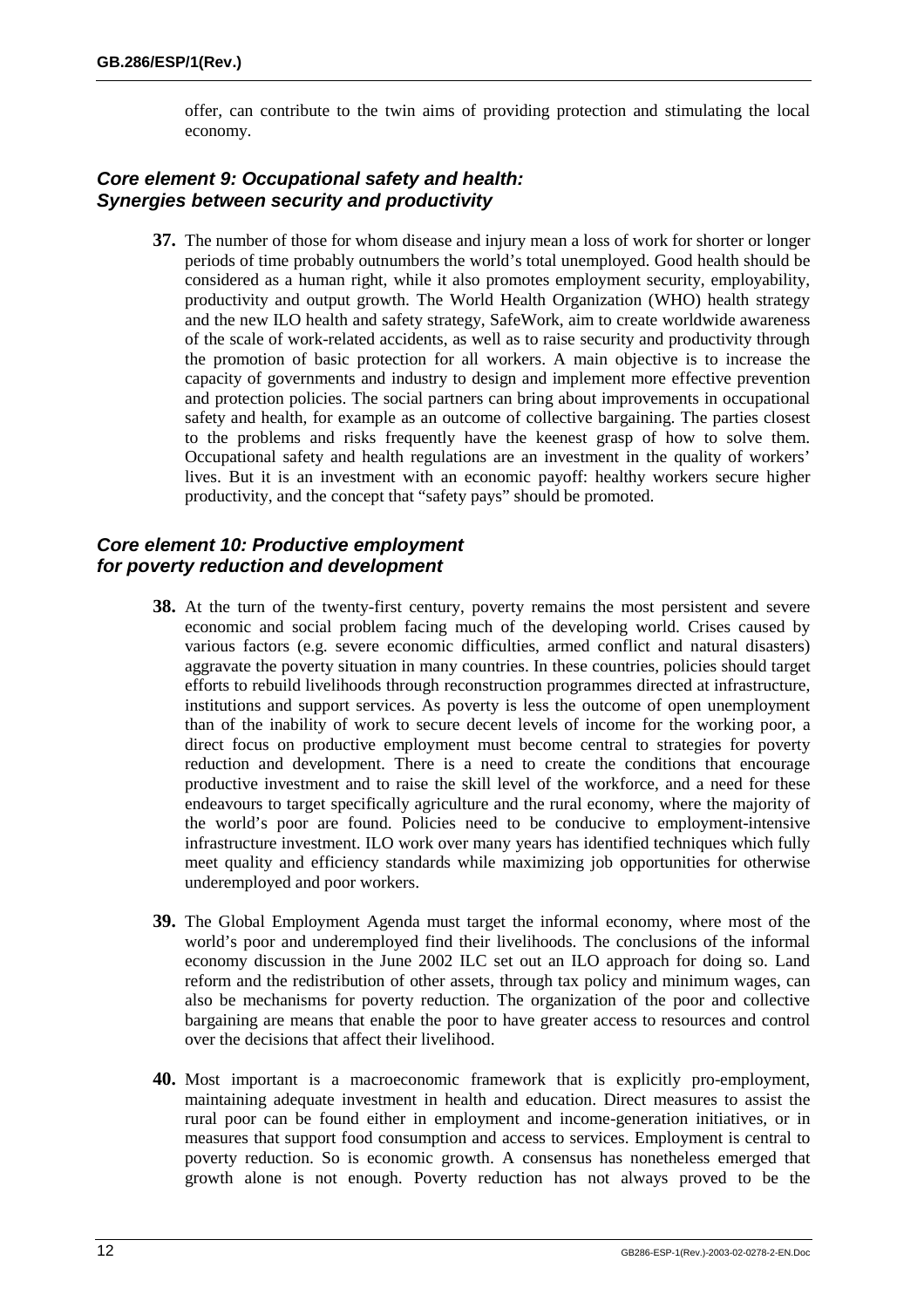offer, can contribute to the twin aims of providing protection and stimulating the local economy.

### *Core element 9: Occupational safety and health: Synergies between security and productivity*

**37.** The number of those for whom disease and injury mean a loss of work for shorter or longer periods of time probably outnumbers the world's total unemployed. Good health should be considered as a human right, while it also promotes employment security, employability, productivity and output growth. The World Health Organization (WHO) health strategy and the new ILO health and safety strategy, SafeWork, aim to create worldwide awareness of the scale of work-related accidents, as well as to raise security and productivity through the promotion of basic protection for all workers. A main objective is to increase the capacity of governments and industry to design and implement more effective prevention and protection policies. The social partners can bring about improvements in occupational safety and health, for example as an outcome of collective bargaining. The parties closest to the problems and risks frequently have the keenest grasp of how to solve them. Occupational safety and health regulations are an investment in the quality of workers' lives. But it is an investment with an economic payoff: healthy workers secure higher productivity, and the concept that "safety pays" should be promoted.

### *Core element 10: Productive employment for poverty reduction and development*

**38.** At the turn of the twenty-first century, poverty remains the most persistent and severe economic and social problem facing much of the developing world. Crises caused by various factors (e.g. severe economic difficulties, armed conflict and natural disasters) aggravate the poverty situation in many countries. In these countries, policies should target efforts to rebuild livelihoods through reconstruction programmes directed at infrastructure, institutions and support services. As poverty is less the outcome of open unemployment than of the inability of work to secure decent levels of income for the working poor, a direct focus on productive employment must become central to strategies for poverty reduction and development. There is a need to create the conditions that encourage productive investment and to raise the skill level of the workforce, and a need for these endeavours to target specifically agriculture and the rural economy, where the majority of the world's poor are found. Policies need to be conducive to employment-intensive infrastructure investment. ILO work over many years has identified techniques which fully meet quality and efficiency standards while maximizing job opportunities for otherwise underemployed and poor workers.

**39.** The Global Employment Agenda must target the informal economy, where most of the world's poor and underemployed find their livelihoods. The conclusions of the informal economy discussion in the June 2002 ILC set out an ILO approach for doing so. Land reform and the redistribution of other assets, through tax policy and minimum wages, can also be mechanisms for poverty reduction. The organization of the poor and collective bargaining are means that enable the poor to have greater access to resources and control over the decisions that affect their livelihood.

**40.** Most important is a macroeconomic framework that is explicitly pro-employment, maintaining adequate investment in health and education. Direct measures to assist the rural poor can be found either in employment and income-generation initiatives, or in measures that support food consumption and access to services. Employment is central to poverty reduction. So is economic growth. A consensus has nonetheless emerged that growth alone is not enough. Poverty reduction has not always proved to be the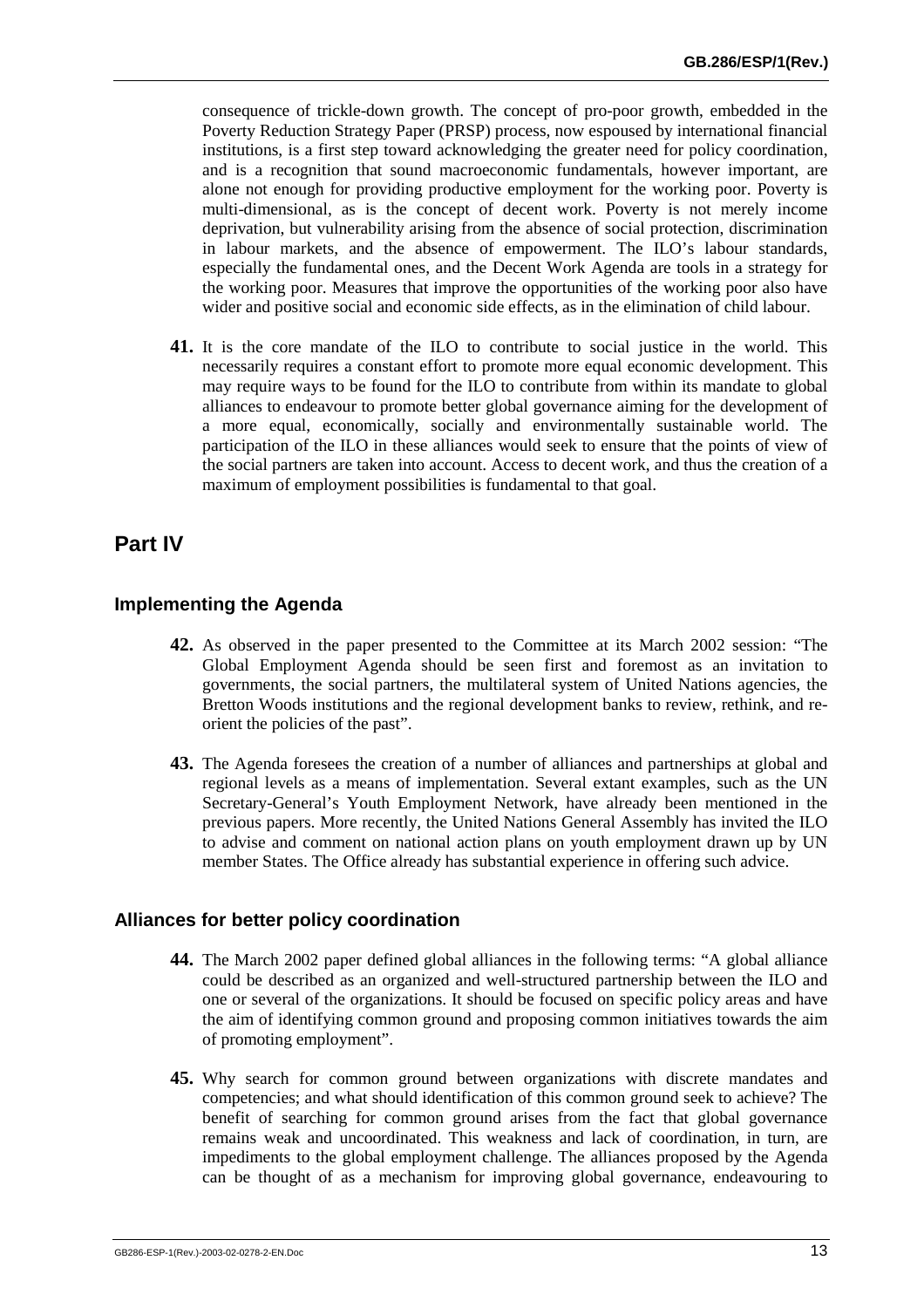consequence of trickle-down growth. The concept of pro-poor growth, embedded in the Poverty Reduction Strategy Paper (PRSP) process, now espoused by international financial institutions, is a first step toward acknowledging the greater need for policy coordination, and is a recognition that sound macroeconomic fundamentals, however important, are alone not enough for providing productive employment for the working poor. Poverty is multi-dimensional, as is the concept of decent work. Poverty is not merely income deprivation, but vulnerability arising from the absence of social protection, discrimination in labour markets, and the absence of empowerment. The ILO's labour standards, especially the fundamental ones, and the Decent Work Agenda are tools in a strategy for the working poor. Measures that improve the opportunities of the working poor also have wider and positive social and economic side effects, as in the elimination of child labour.

**41.** It is the core mandate of the ILO to contribute to social justice in the world. This necessarily requires a constant effort to promote more equal economic development. This may require ways to be found for the ILO to contribute from within its mandate to global alliances to endeavour to promote better global governance aiming for the development of a more equal, economically, socially and environmentally sustainable world. The participation of the ILO in these alliances would seek to ensure that the points of view of the social partners are taken into account. Access to decent work, and thus the creation of a maximum of employment possibilities is fundamental to that goal.

# Part IV

## Implementing the Agenda

**42.** As observed in the paper presented to the Committee at its March 2002 session: "The Global Employment Agenda should be seen first and foremost as an invitation to governments, the social partners, the multilateral system of United Nations agencies, the Bretton Woods institutions and the regional development banks to review, rethink, and re-orient the policies of the past".

**43.** The Agenda foresees the creation of a number of alliances and partnerships at global and regional levels as a means of implementation. Several extant examples, such as the UN Secretary-General's Youth Employment Network, have already been mentioned in the previous papers. More recently, the United Nations General Assembly has invited the ILO to advise and comment on national action plans on youth employment drawn up by UN member States. The Office already has substantial experience in offering such advice.

## Alliances for better policy coordination

**44.** The March 2002 paper defined global alliances in the following terms: "A global alliance could be described as an organized and well-structured partnership between the ILO and one or several of the organizations. It should be focused on specific policy areas and have the aim of identifying common ground and proposing common initiatives towards the aim of promoting employment".

**45.** Why search for common ground between organizations with discrete mandates and competencies; and what should identification of this common ground seek to achieve? The benefit of searching for common ground arises from the fact that global governance remains weak and uncoordinated. This weakness and lack of coordination, in turn, are impediments to the global employment challenge. The alliances proposed by the Agenda can be thought of as a mechanism for improving global governance, endeavouring to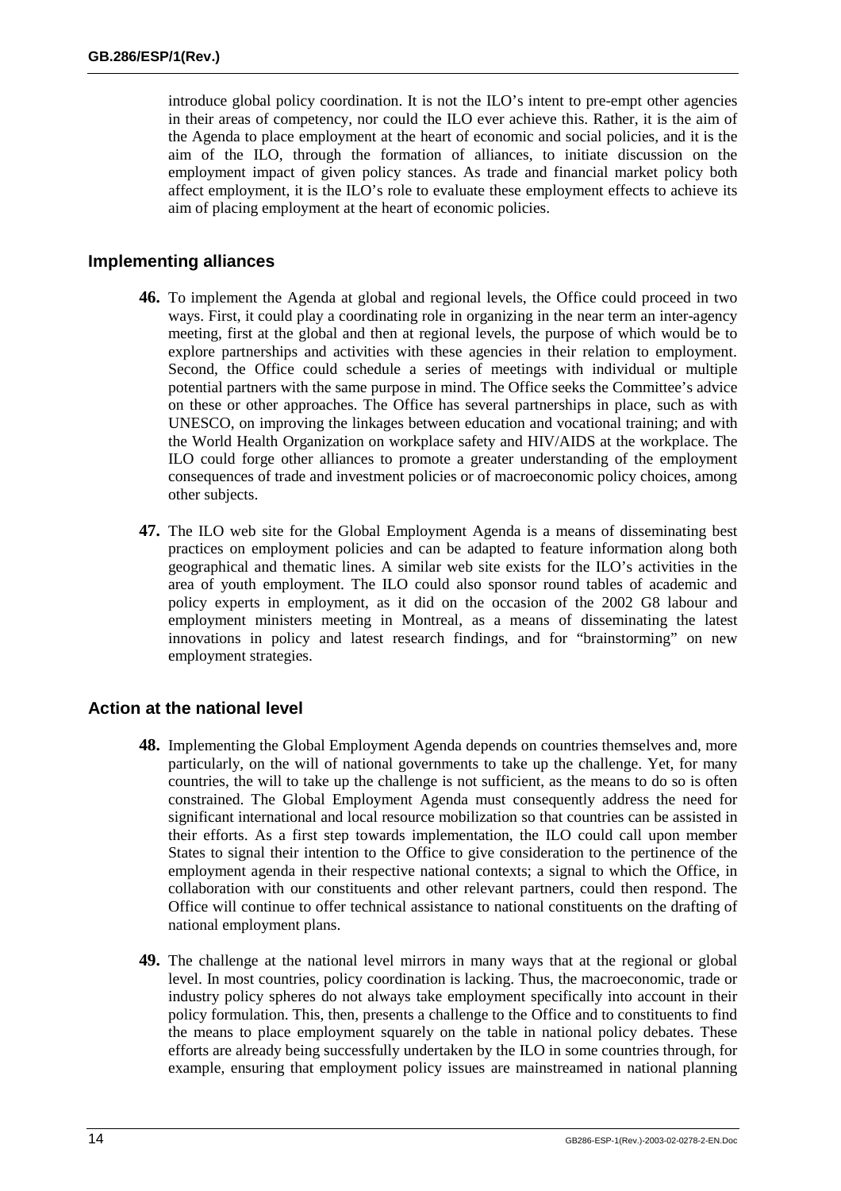introduce global policy coordination. It is not the ILO's intent to pre-empt other agencies in their areas of competency, nor could the ILO ever achieve this. Rather, it is the aim of the Agenda to place employment at the heart of economic and social policies, and it is the aim of the ILO, through the formation of alliances, to initiate discussion on the employment impact of given policy stances. As trade and financial market policy both affect employment, it is the ILO's role to evaluate these employment effects to achieve its aim of placing employment at the heart of economic policies.

## Implementing alliances

**46.** To implement the Agenda at global and regional levels, the Office could proceed in two ways. First, it could play a coordinating role in organizing in the near term an inter-agency meeting, first at the global and then at regional levels, the purpose of which would be to explore partnerships and activities with these agencies in their relation to employment. Second, the Office could schedule a series of meetings with individual or multiple potential partners with the same purpose in mind. The Office seeks the Committee's advice on these or other approaches. The Office has several partnerships in place, such as with UNESCO, on improving the linkages between education and vocational training; and with the World Health Organization on workplace safety and HIV/AIDS at the workplace. The ILO could forge other alliances to promote a greater understanding of the employment consequences of trade and investment policies or of macroeconomic policy choices, among other subjects.

**47.** The ILO web site for the Global Employment Agenda is a means of disseminating best practices on employment policies and can be adapted to feature information along both geographical and thematic lines. A similar web site exists for the ILO's activities in the area of youth employment. The ILO could also sponsor round tables of academic and policy experts in employment, as it did on the occasion of the 2002 G8 labour and employment ministers meeting in Montreal, as a means of disseminating the latest innovations in policy and latest research findings, and for "brainstorming" on new employment strategies.

## Action at the national level

**48.** Implementing the Global Employment Agenda depends on countries themselves and, more particularly, on the will of national governments to take up the challenge. Yet, for many countries, the will to take up the challenge is not sufficient, as the means to do so is often constrained. The Global Employment Agenda must consequently address the need for significant international and local resource mobilization so that countries can be assisted in their efforts. As a first step towards implementation, the ILO could call upon member States to signal their intention to the Office to give consideration to the pertinence of the employment agenda in their respective national contexts; a signal to which the Office, in collaboration with our constituents and other relevant partners, could then respond. The Office will continue to offer technical assistance to national constituents on the drafting of national employment plans.

**49.** The challenge at the national level mirrors in many ways that at the regional or global level. In most countries, policy coordination is lacking. Thus, the macroeconomic, trade or industry policy spheres do not always take employment specifically into account in their policy formulation. This, then, presents a challenge to the Office and to constituents to find the means to place employment squarely on the table in national policy debates. These efforts are already being successfully undertaken by the ILO in some countries through, for example, ensuring that employment policy issues are mainstreamed in national planning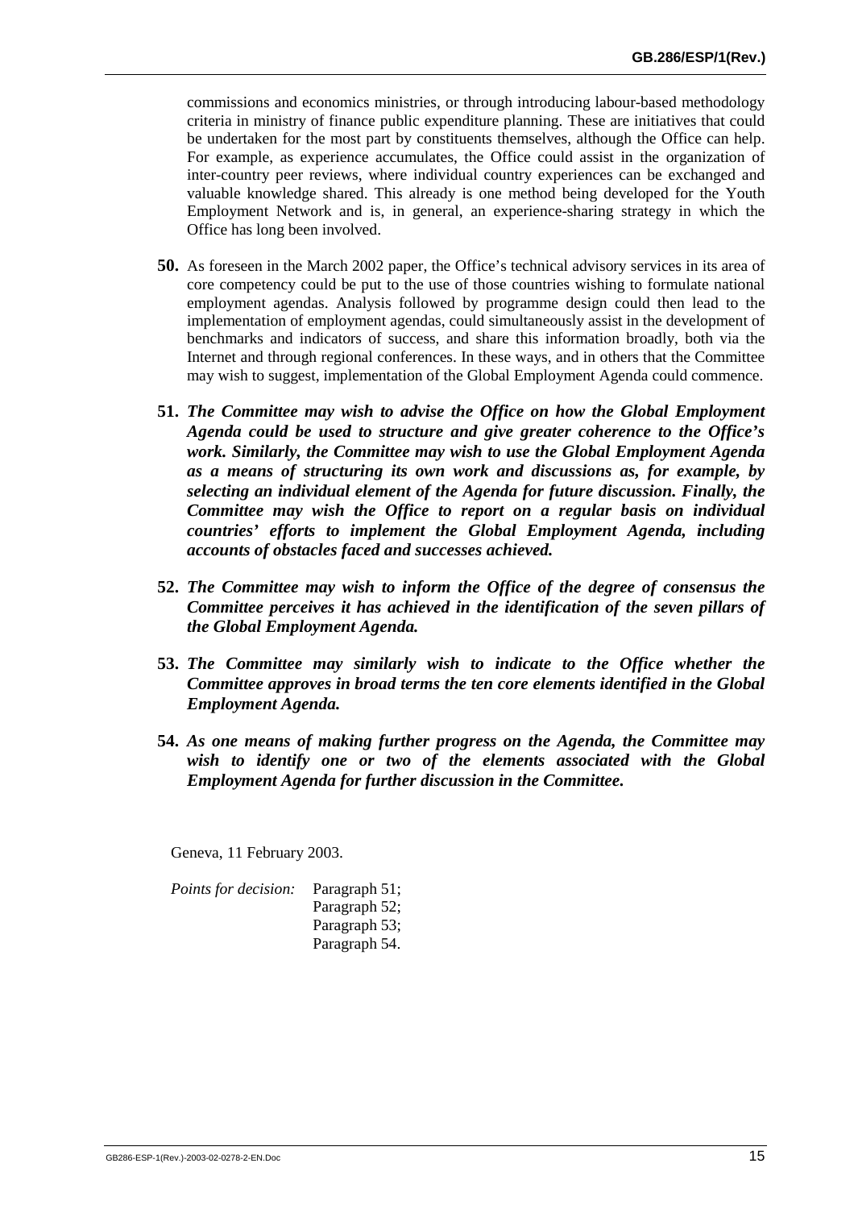commissions and economics ministries, or through introducing labour-based methodology criteria in ministry of finance public expenditure planning. These are initiatives that could be undertaken for the most part by constituents themselves, although the Office can help. For example, as experience accumulates, the Office could assist in the organization of inter-country peer reviews, where individual country experiences can be exchanged and valuable knowledge shared. This already is one method being developed for the Youth Employment Network and is, in general, an experience-sharing strategy in which the Office has long been involved.

**50.** As foreseen in the March 2002 paper, the Office's technical advisory services in its area of core competency could be put to the use of those countries wishing to formulate national employment agendas. Analysis followed by programme design could then lead to the implementation of employment agendas, could simultaneously assist in the development of benchmarks and indicators of success, and share this information broadly, both via the Internet and through regional conferences. In these ways, and in others that the Committee may wish to suggest, implementation of the Global Employment Agenda could commence.

**51.** ***The Committee may wish to advise the Office on how the Global Employment Agenda could be used to structure and give greater coherence to the Office's work. Similarly, the Committee may wish to use the Global Employment Agenda as a means of structuring its own work and discussions as, for example, by selecting an individual element of the Agenda for future discussion. Finally, the Committee may wish the Office to report on a regular basis on individual countries' efforts to implement the Global Employment Agenda, including accounts of obstacles faced and successes achieved.***

**52.** ***The Committee may wish to inform the Office of the degree of consensus the Committee perceives it has achieved in the identification of the seven pillars of the Global Employment Agenda.***

**53.** ***The Committee may similarly wish to indicate to the Office whether the Committee approves in broad terms the ten core elements identified in the Global Employment Agenda.***

**54.** ***As one means of making further progress on the Agenda, the Committee may wish to identify one or two of the elements associated with the Global Employment Agenda for further discussion in the Committee.***

Geneva, 11 February 2003.

*Points for decision:* Paragraph 51;
Paragraph 52;
Paragraph 53;
Paragraph 54.